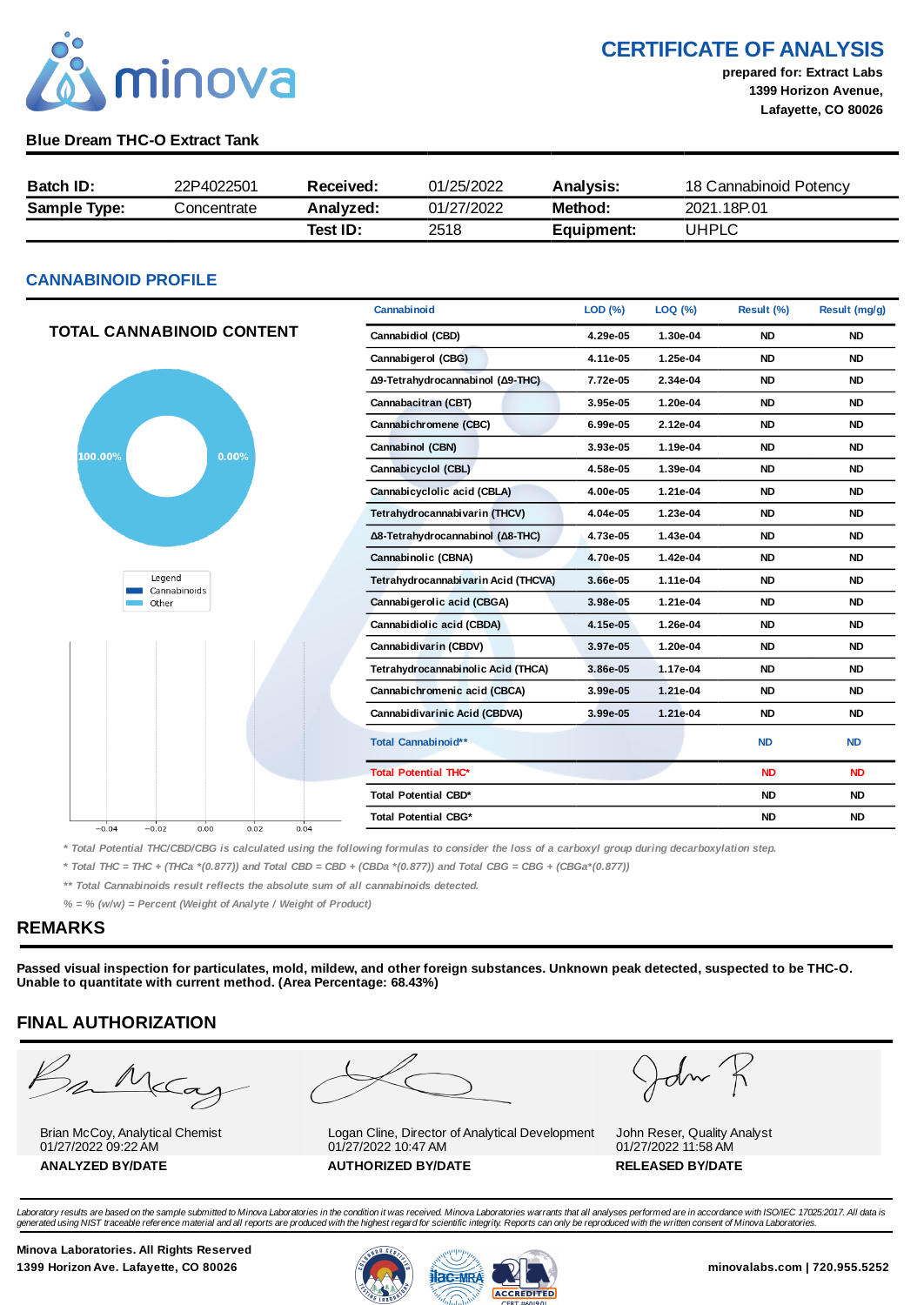# CERTIFICATE OF ANALYSIS

**prepared for: Extract Labs**
**1399 Horizon Avenue,**
**Lafayette, CO 80026**

## Blue Dream THC-O Extract Tank

| **Batch ID:** | 22P4022501 | **Received:** | 01/25/2022 | **Analysis:** | 18 Cannabinoid Potency |
|---|---|---|---|---|---|
| **Sample Type:** | Concentrate | **Analyzed:** | 01/27/2022 | **Method:** | 2021.18P.01 |
| | | **Test ID:** | 2518 | **Equipment:** | UHPLC |

## CANNABINOID PROFILE

### TOTAL CANNABINOID CONTENT

100.00%  0.00%

Legend
Cannabinoids
Other

| Cannabinoid | LOD (%) | LOQ (%) | Result (%) | Result (mg/g) |
|---|---|---|---|---|
| Cannabidiol (CBD) | 4.29e-05 | 1.30e-04 | ND | ND |
| Cannabigerol (CBG) | 4.11e-05 | 1.25e-04 | ND | ND |
| Δ9-Tetrahydrocannabinol (Δ9-THC) | 7.72e-05 | 2.34e-04 | ND | ND |
| Cannabacitran (CBT) | 3.95e-05 | 1.20e-04 | ND | ND |
| Cannabichromene (CBC) | 6.99e-05 | 2.12e-04 | ND | ND |
| Cannabinol (CBN) | 3.93e-05 | 1.19e-04 | ND | ND |
| Cannabicyclol (CBL) | 4.58e-05 | 1.39e-04 | ND | ND |
| Cannabicyclolic acid (CBLA) | 4.00e-05 | 1.21e-04 | ND | ND |
| Tetrahydrocannabivarin (THCV) | 4.04e-05 | 1.23e-04 | ND | ND |
| Δ8-Tetrahydrocannabinol (Δ8-THC) | 4.73e-05 | 1.43e-04 | ND | ND |
| Cannabinolic (CBNA) | 4.70e-05 | 1.42e-04 | ND | ND |
| Tetrahydrocannabivarin Acid (THCVA) | 3.66e-05 | 1.11e-04 | ND | ND |
| Cannabigerolic acid (CBGA) | 3.98e-05 | 1.21e-04 | ND | ND |
| Cannabidiolic acid (CBDA) | 4.15e-05 | 1.26e-04 | ND | ND |
| Cannabidivarin (CBDV) | 3.97e-05 | 1.20e-04 | ND | ND |
| Tetrahydrocannabinolic Acid (THCA) | 3.86e-05 | 1.17e-04 | ND | ND |
| Cannabichromenic acid (CBCA) | 3.99e-05 | 1.21e-04 | ND | ND |
| Cannabidivarinic Acid (CBDVA) | 3.99e-05 | 1.21e-04 | ND | ND |
| Total Cannabinoid** | | | ND | ND |
| Total Potential THC* | | | ND | ND |
| Total Potential CBD* | | | ND | ND |
| Total Potential CBG* | | | ND | ND |

−0.04  −0.02  0.00  0.02  0.04

*\* Total Potential THC/CBD/CBG is calculated using the following formulas to consider the loss of a carboxyl group during decarboxylation step.*

*\* Total THC = THC + (THCa \*(0.877)) and Total CBD = CBD + (CBDa \*(0.877)) and Total CBG = CBG + (CBGa\*(0.877))*

*\*\* Total Cannabinoids result reflects the absolute sum of all cannabinoids detected.*

*% = % (w/w) = Percent (Weight of Analyte / Weight of Product)*

## REMARKS

**Passed visual inspection for particulates, mold, mildew, and other foreign substances. Unknown peak detected, suspected to be THC-O. Unable to quantitate with current method. (Area Percentage: 68.43%)**

## FINAL AUTHORIZATION

| Brian McCoy, Analytical Chemist<br>01/27/2022 09:22 AM<br>**ANALYZED BY/DATE** | Logan Cline, Director of Analytical Development<br>01/27/2022 10:47 AM<br>**AUTHORIZED BY/DATE** | John Reser, Quality Analyst<br>01/27/2022 11:58 AM<br>**RELEASED BY/DATE** |
|---|---|---|

*Laboratory results are based on the sample submitted to Minova Laboratories in the condition it was received. Minova Laboratories warrants that all analyses performed are in accordance with ISO/IEC 17025:2017. All data is generated using NIST traceable reference material and all reports are produced with the highest regard for scientific integrity. Reports can only be reproduced with the written consent of Minova Laboratories.*

**Minova Laboratories. All Rights Reserved**
**1399 Horizon Ave. Lafayette, CO 80026**

**minovalabs.com | 720.955.5252**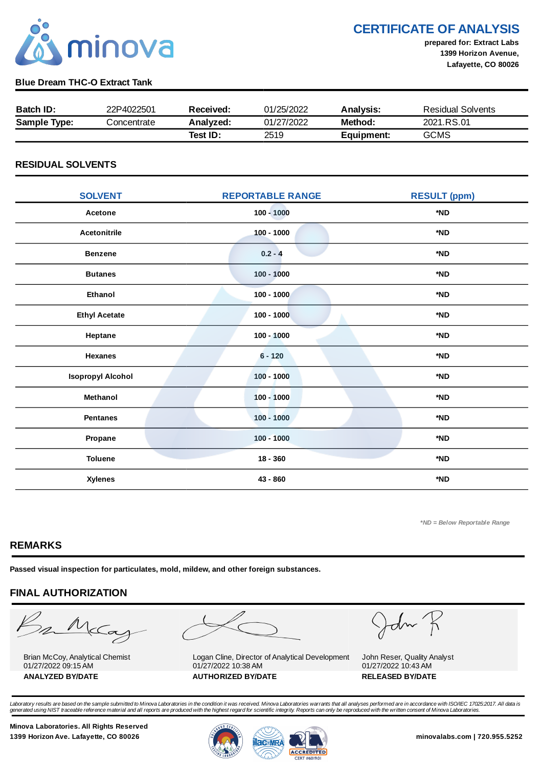# CERTIFICATE OF ANALYSIS

**prepared for: Extract Labs**
**1399 Horizon Avenue,**
**Lafayette, CO 80026**

**Blue Dream THC-O Extract Tank**

| **Batch ID:** | 22P4022501 | **Received:** | 01/25/2022 | **Analysis:** | Residual Solvents |
|---|---|---|---|---|---|
| **Sample Type:** | Concentrate | **Analyzed:** | 01/27/2022 | **Method:** | 2021.RS.01 |
| | | **Test ID:** | 2519 | **Equipment:** | GCMS |

## RESIDUAL SOLVENTS

| SOLVENT | REPORTABLE RANGE | RESULT (ppm) |
|---|---|---|
| Acetone | 100 - 1000 | *ND |
| Acetonitrile | 100 - 1000 | *ND |
| Benzene | 0.2 - 4 | *ND |
| Butanes | 100 - 1000 | *ND |
| Ethanol | 100 - 1000 | *ND |
| Ethyl Acetate | 100 - 1000 | *ND |
| Heptane | 100 - 1000 | *ND |
| Hexanes | 6 - 120 | *ND |
| Isopropyl Alcohol | 100 - 1000 | *ND |
| Methanol | 100 - 1000 | *ND |
| Pentanes | 100 - 1000 | *ND |
| Propane | 100 - 1000 | *ND |
| Toluene | 18 - 360 | *ND |
| Xylenes | 43 - 860 | *ND |

*\*ND = Below Reportable Range*

## REMARKS

**Passed visual inspection for particulates, mold, mildew, and other foreign substances.**

## FINAL AUTHORIZATION

| Brian McCoy, Analytical Chemist<br>01/27/2022 09:15 AM | Logan Cline, Director of Analytical Development<br>01/27/2022 10:38 AM | John Reser, Quality Analyst<br>01/27/2022 10:43 AM |
|---|---|---|
| **ANALYZED BY/DATE** | **AUTHORIZED BY/DATE** | **RELEASED BY/DATE** |

*Laboratory results are based on the sample submitted to Minova Laboratories in the condition it was received. Minova Laboratories warrants that all analyses performed are in accordance with ISO/IEC 17025:2017. All data is generated using NIST traceable reference material and all reports are produced with the highest regard for scientific integrity. Reports can only be reproduced with the written consent of Minova Laboratories.*

**Minova Laboratories. All Rights Reserved**
**1399 Horizon Ave. Lafayette, CO 80026**

**minovalabs.com | 720.955.5252**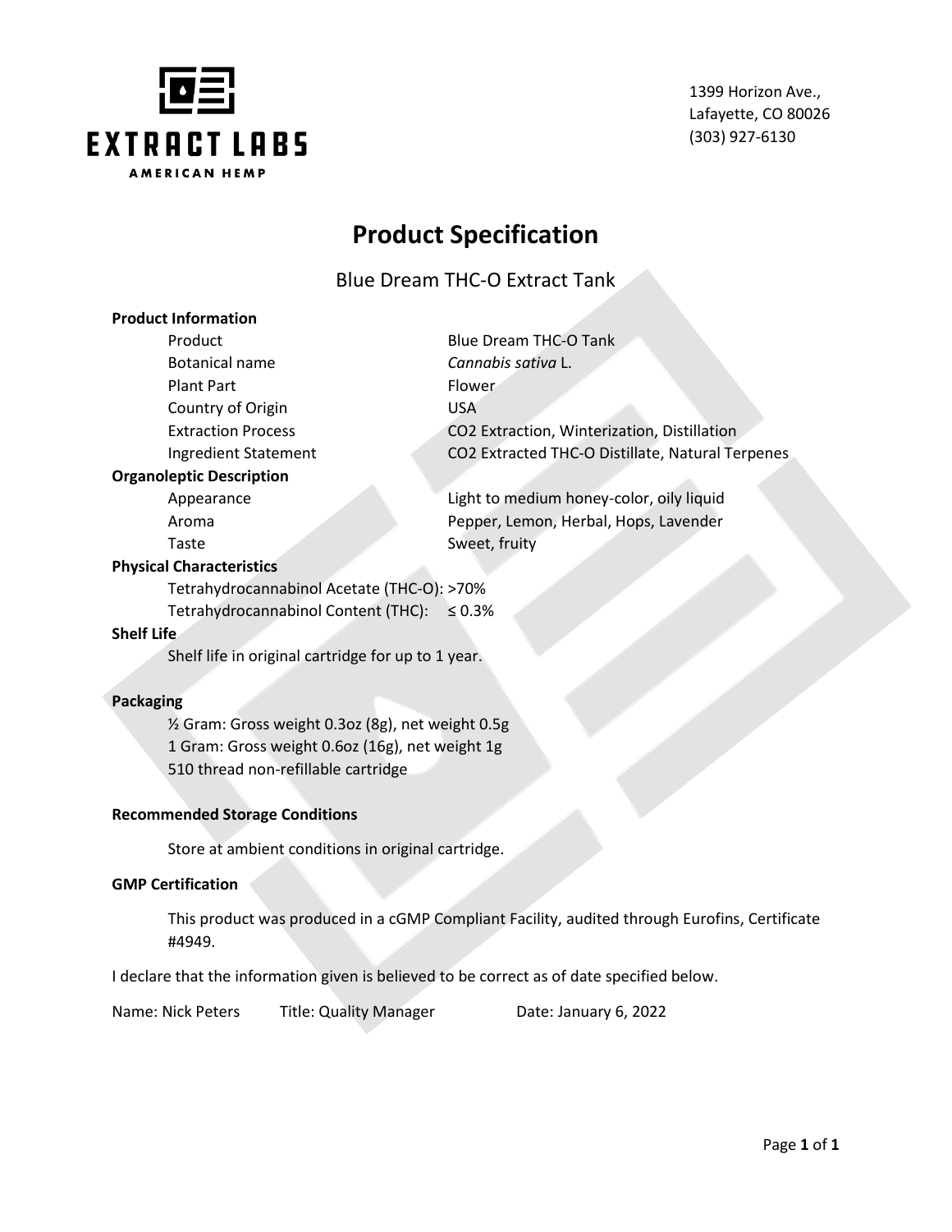**EXTRACT LABS**
**AMERICAN HEMP**

1399 Horizon Ave.,
Lafayette, CO 80026
(303) 927-6130

# Product Specification

## Blue Dream THC-O Extract Tank

**Product Information**

| | |
|---|---|
| Product | Blue Dream THC-O Tank |
| Botanical name | *Cannabis sativa* L. |
| Plant Part | Flower |
| Country of Origin | USA |
| Extraction Process | $CO_2$ Extraction, Winterization, Distillation |
| Ingredient Statement | $CO_2$ Extracted THC-O Distillate, Natural Terpenes |

**Organoleptic Description**

| | |
|---|---|
| Appearance | Light to medium honey-color, oily liquid |
| Aroma | Pepper, Lemon, Herbal, Hops, Lavender |
| Taste | Sweet, fruity |

**Physical Characteristics**

Tetrahydrocannabinol Acetate (THC-O): >70%
Tetrahydrocannabinol Content (THC): ≤ 0.3%

**Shelf Life**

Shelf life in original cartridge for up to 1 year.

**Packaging**

½ Gram: Gross weight 0.3oz (8g), net weight 0.5g
1 Gram: Gross weight 0.6oz (16g), net weight 1g
510 thread non-refillable cartridge

**Recommended Storage Conditions**

Store at ambient conditions in original cartridge.

**GMP Certification**

This product was produced in a cGMP Compliant Facility, audited through Eurofins, Certificate #4949.

I declare that the information given is believed to be correct as of date specified below.

Name: Nick Peters Title: Quality Manager Date: January 6, 2022